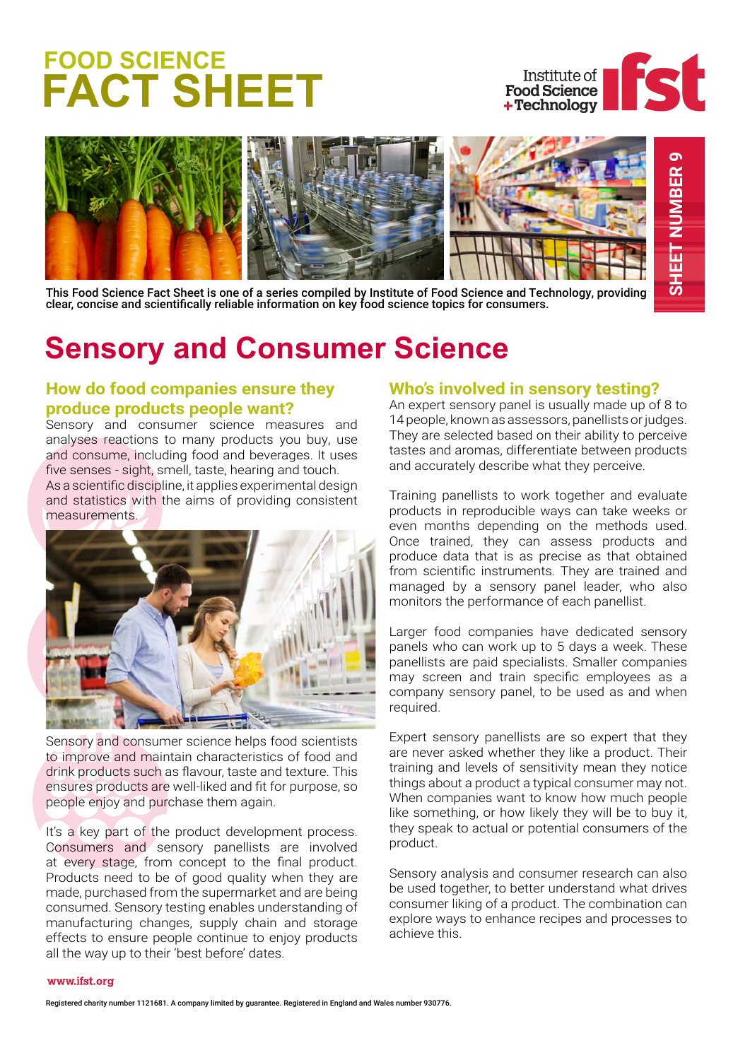# FOOD SCIENCE FACT SHEET

Institute of Food Science + Technology

SHEET NUMBER 9

**This Food Science Fact Sheet is one of a series compiled by Institute of Food Science and Technology, providing clear, concise and scientifically reliable information on key food science topics for consumers.**

# Sensory and Consumer Science

## How do food companies ensure they produce products people want?

Sensory and consumer science measures and analyses reactions to many products you buy, use and consume, including food and beverages. It uses five senses - sight, smell, taste, hearing and touch.
As a scientific discipline, it applies experimental design and statistics with the aims of providing consistent measurements.

Sensory and consumer science helps food scientists to improve and maintain characteristics of food and drink products such as flavour, taste and texture. This ensures products are well-liked and fit for purpose, so people enjoy and purchase them again.

It's a key part of the product development process. Consumers and sensory panellists are involved at every stage, from concept to the final product. Products need to be of good quality when they are made, purchased from the supermarket and are being consumed. Sensory testing enables understanding of manufacturing changes, supply chain and storage effects to ensure people continue to enjoy products all the way up to their 'best before' dates.

## Who's involved in sensory testing?

An expert sensory panel is usually made up of 8 to 14 people, known as assessors, panellists or judges. They are selected based on their ability to perceive tastes and aromas, differentiate between products and accurately describe what they perceive.

Training panellists to work together and evaluate products in reproducible ways can take weeks or even months depending on the methods used. Once trained, they can assess products and produce data that is as precise as that obtained from scientific instruments. They are trained and managed by a sensory panel leader, who also monitors the performance of each panellist.

Larger food companies have dedicated sensory panels who can work up to 5 days a week. These panellists are paid specialists. Smaller companies may screen and train specific employees as a company sensory panel, to be used as and when required.

Expert sensory panellists are so expert that they are never asked whether they like a product. Their training and levels of sensitivity mean they notice things about a product a typical consumer may not. When companies want to know how much people like something, or how likely they will be to buy it, they speak to actual or potential consumers of the product.

Sensory analysis and consumer research can also be used together, to better understand what drives consumer liking of a product. The combination can explore ways to enhance recipes and processes to achieve this.

www.ifst.org

Registered charity number 1121681. A company limited by guarantee. Registered in England and Wales number 930776.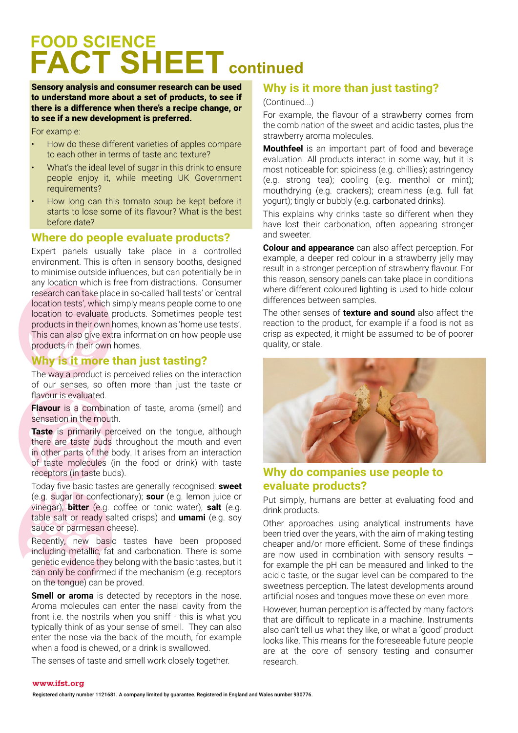# FOOD SCIENCE FACT SHEET continued

**Sensory analysis and consumer research can be used to understand more about a set of products, to see if there is a difference when there's a recipe change, or to see if a new development is preferred.**

For example:

- How do these different varieties of apples compare to each other in terms of taste and texture?
- What's the ideal level of sugar in this drink to ensure people enjoy it, while meeting UK Government requirements?
- How long can this tomato soup be kept before it starts to lose some of its flavour? What is the best before date?

## Where do people evaluate products?

Expert panels usually take place in a controlled environment. This is often in sensory booths, designed to minimise outside influences, but can potentially be in any location which is free from distractions. Consumer research can take place in so-called 'hall tests' or 'central location tests', which simply means people come to one location to evaluate products. Sometimes people test products in their own homes, known as 'home use tests'. This can also give extra information on how people use products in their own homes.

## Why is it more than just tasting?

The way a product is perceived relies on the interaction of our senses, so often more than just the taste or flavour is evaluated.

**Flavour** is a combination of taste, aroma (smell) and sensation in the mouth.

**Taste** is primarily perceived on the tongue, although there are taste buds throughout the mouth and even in other parts of the body. It arises from an interaction of taste molecules (in the food or drink) with taste receptors (in taste buds).

Today five basic tastes are generally recognised: **sweet** (e.g. sugar or confectionary); **sour** (e.g. lemon juice or vinegar); **bitter** (e.g. coffee or tonic water); **salt** (e.g. table salt or ready salted crisps) and **umami** (e.g. soy sauce or parmesan cheese).

Recently, new basic tastes have been proposed including metallic, fat and carbonation. There is some genetic evidence they belong with the basic tastes, but it can only be confirmed if the mechanism (e.g. receptors on the tongue) can be proved.

**Smell or aroma** is detected by receptors in the nose. Aroma molecules can enter the nasal cavity from the front i.e. the nostrils when you sniff - this is what you typically think of as your sense of smell. They can also enter the nose via the back of the mouth, for example when a food is chewed, or a drink is swallowed.

The senses of taste and smell work closely together.

## Why is it more than just tasting?

(Continued...)

For example, the flavour of a strawberry comes from the combination of the sweet and acidic tastes, plus the strawberry aroma molecules.

**Mouthfeel** is an important part of food and beverage evaluation. All products interact in some way, but it is most noticeable for: spiciness (e.g. chillies); astringency (e.g. strong tea); cooling (e.g. menthol or mint); mouthdrying (e.g. crackers); creaminess (e.g. full fat yogurt); tingly or bubbly (e.g. carbonated drinks).

This explains why drinks taste so different when they have lost their carbonation, often appearing stronger and sweeter.

**Colour and appearance** can also affect perception. For example, a deeper red colour in a strawberry jelly may result in a stronger perception of strawberry flavour. For this reason, sensory panels can take place in conditions where different coloured lighting is used to hide colour differences between samples.

The other senses of **texture and sound** also affect the reaction to the product, for example if a food is not as crisp as expected, it might be assumed to be of poorer quality, or stale.

## Why do companies use people to evaluate products?

Put simply, humans are better at evaluating food and drink products.

Other approaches using analytical instruments have been tried over the years, with the aim of making testing cheaper and/or more efficient. Some of these findings are now used in combination with sensory results – for example the pH can be measured and linked to the acidic taste, or the sugar level can be compared to the sweetness perception. The latest developments around artificial noses and tongues move these on even more.

However, human perception is affected by many factors that are difficult to replicate in a machine. Instruments also can't tell us what they like, or what a 'good' product looks like. This means for the foreseeable future people are at the core of sensory testing and consumer research.

www.ifst.org

Registered charity number 1121681. A company limited by guarantee. Registered in England and Wales number 930776.